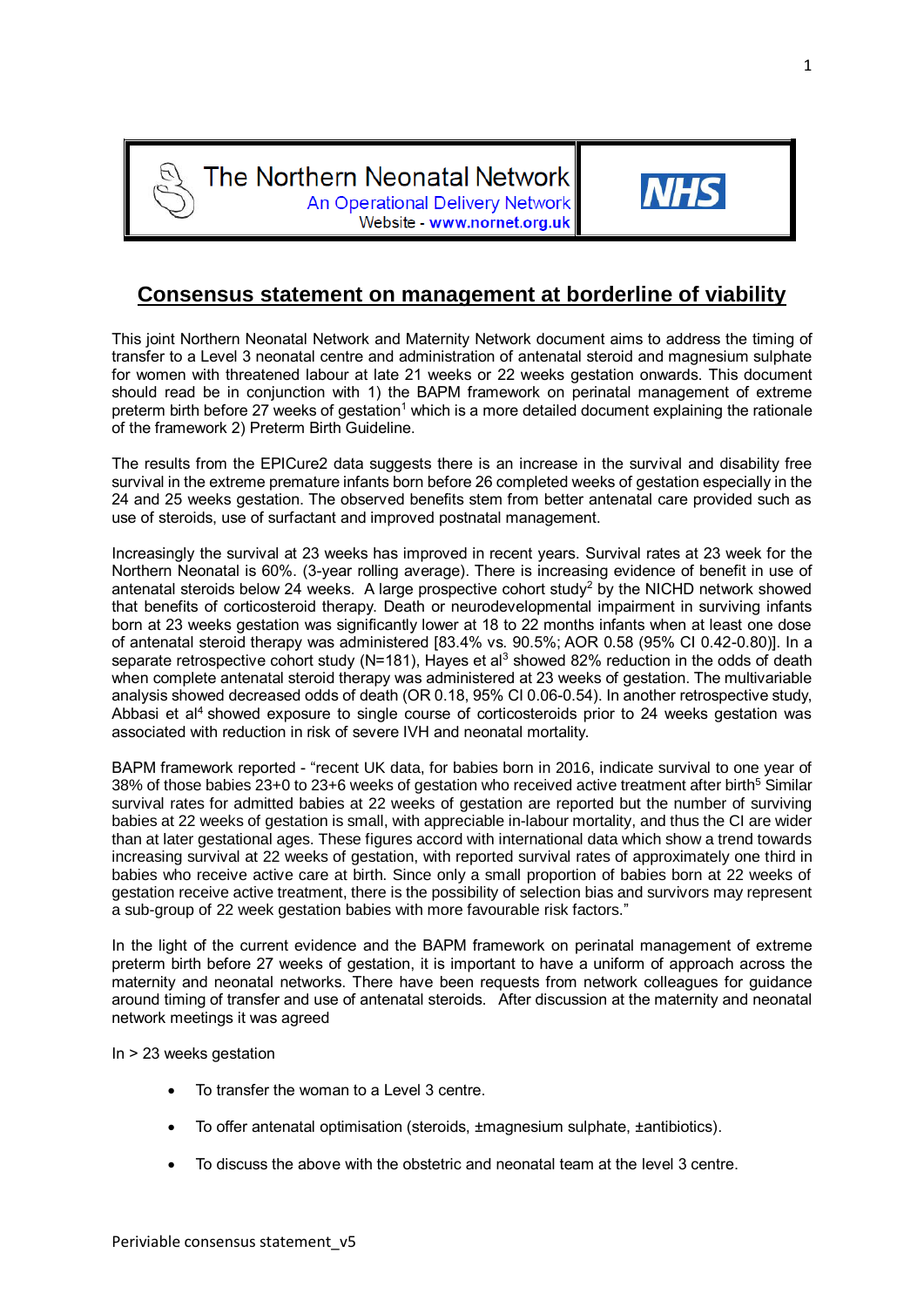The Northern Neonatal Network
An Operational Delivery Network
Website - www.nornet.org.uk

NHS

# Consensus statement on management at borderline of viability

This joint Northern Neonatal Network and Maternity Network document aims to address the timing of transfer to a Level 3 neonatal centre and administration of antenatal steroid and magnesium sulphate for women with threatened labour at late 21 weeks or 22 weeks gestation onwards. This document should read be in conjunction with 1) the BAPM framework on perinatal management of extreme preterm birth before 27 weeks of gestation[1] which is a more detailed document explaining the rationale of the framework 2) Preterm Birth Guideline.

The results from the EPICure2 data suggests there is an increase in the survival and disability free survival in the extreme premature infants born before 26 completed weeks of gestation especially in the 24 and 25 weeks gestation. The observed benefits stem from better antenatal care provided such as use of steroids, use of surfactant and improved postnatal management.

Increasingly the survival at 23 weeks has improved in recent years. Survival rates at 23 week for the Northern Neonatal is 60%. (3-year rolling average). There is increasing evidence of benefit in use of antenatal steroids below 24 weeks. A large prospective cohort study[2] by the NICHD network showed that benefits of corticosteroid therapy. Death or neurodevelopmental impairment in surviving infants born at 23 weeks gestation was significantly lower at 18 to 22 months infants when at least one dose of antenatal steroid therapy was administered [83.4% vs. 90.5%; AOR 0.58 (95% CI 0.42-0.80)]. In a separate retrospective cohort study (N=181), Hayes et al[3] showed 82% reduction in the odds of death when complete antenatal steroid therapy was administered at 23 weeks of gestation. The multivariable analysis showed decreased odds of death (OR 0.18, 95% CI 0.06-0.54). In another retrospective study, Abbasi et al[4] showed exposure to single course of corticosteroids prior to 24 weeks gestation was associated with reduction in risk of severe IVH and neonatal mortality.

BAPM framework reported - "recent UK data, for babies born in 2016, indicate survival to one year of 38% of those babies 23+0 to 23+6 weeks of gestation who received active treatment after birth[5] Similar survival rates for admitted babies at 22 weeks of gestation are reported but the number of surviving babies at 22 weeks of gestation is small, with appreciable in-labour mortality, and thus the CI are wider than at later gestational ages. These figures accord with international data which show a trend towards increasing survival at 22 weeks of gestation, with reported survival rates of approximately one third in babies who receive active care at birth. Since only a small proportion of babies born at 22 weeks of gestation receive active treatment, there is the possibility of selection bias and survivors may represent a sub-group of 22 week gestation babies with more favourable risk factors."

In the light of the current evidence and the BAPM framework on perinatal management of extreme preterm birth before 27 weeks of gestation, it is important to have a uniform of approach across the maternity and neonatal networks. There have been requests from network colleagues for guidance around timing of transfer and use of antenatal steroids. After discussion at the maternity and neonatal network meetings it was agreed

In > 23 weeks gestation

- To transfer the woman to a Level 3 centre.
- To offer antenatal optimisation (steroids, ±magnesium sulphate, ±antibiotics).
- To discuss the above with the obstetric and neonatal team at the level 3 centre.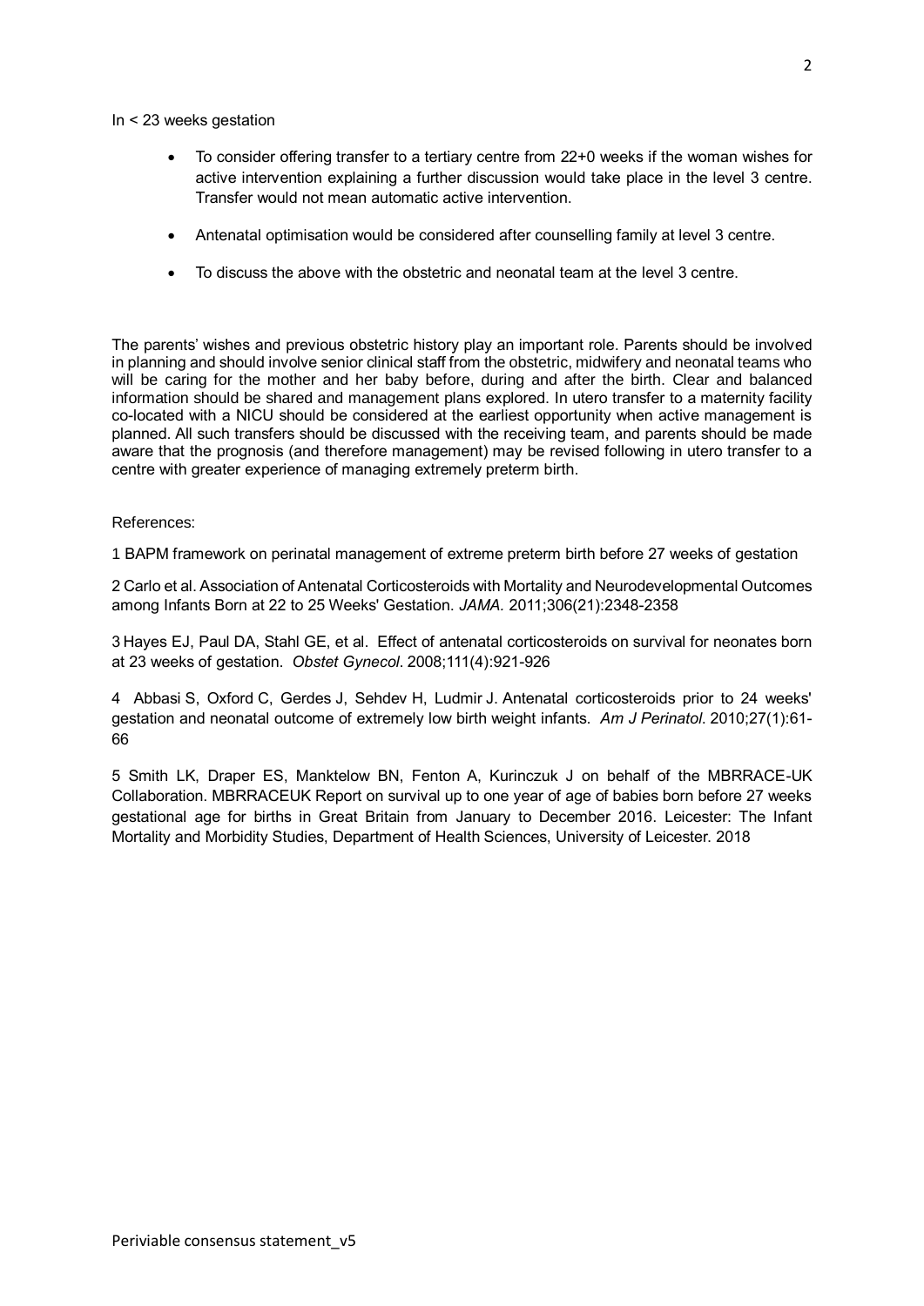In < 23 weeks gestation

- To consider offering transfer to a tertiary centre from 22+0 weeks if the woman wishes for active intervention explaining a further discussion would take place in the level 3 centre. Transfer would not mean automatic active intervention.
- Antenatal optimisation would be considered after counselling family at level 3 centre.
- To discuss the above with the obstetric and neonatal team at the level 3 centre.

The parents' wishes and previous obstetric history play an important role. Parents should be involved in planning and should involve senior clinical staff from the obstetric, midwifery and neonatal teams who will be caring for the mother and her baby before, during and after the birth. Clear and balanced information should be shared and management plans explored. In utero transfer to a maternity facility co-located with a NICU should be considered at the earliest opportunity when active management is planned. All such transfers should be discussed with the receiving team, and parents should be made aware that the prognosis (and therefore management) may be revised following in utero transfer to a centre with greater experience of managing extremely preterm birth.

References:

1 BAPM framework on perinatal management of extreme preterm birth before 27 weeks of gestation

2 Carlo et al. Association of Antenatal Corticosteroids with Mortality and Neurodevelopmental Outcomes among Infants Born at 22 to 25 Weeks' Gestation. *JAMA.* 2011;306(21):2348-2358

3 Hayes EJ, Paul DA, Stahl GE, et al. Effect of antenatal corticosteroids on survival for neonates born at 23 weeks of gestation. *Obstet Gynecol*. 2008;111(4):921-926

4 Abbasi S, Oxford C, Gerdes J, Sehdev H, Ludmir J. Antenatal corticosteroids prior to 24 weeks' gestation and neonatal outcome of extremely low birth weight infants. *Am J Perinatol*. 2010;27(1):61-66

5 Smith LK, Draper ES, Manktelow BN, Fenton A, Kurinczuk J on behalf of the MBRRACE-UK Collaboration. MBRRACEUK Report on survival up to one year of age of babies born before 27 weeks gestational age for births in Great Britain from January to December 2016. Leicester: The Infant Mortality and Morbidity Studies, Department of Health Sciences, University of Leicester. 2018